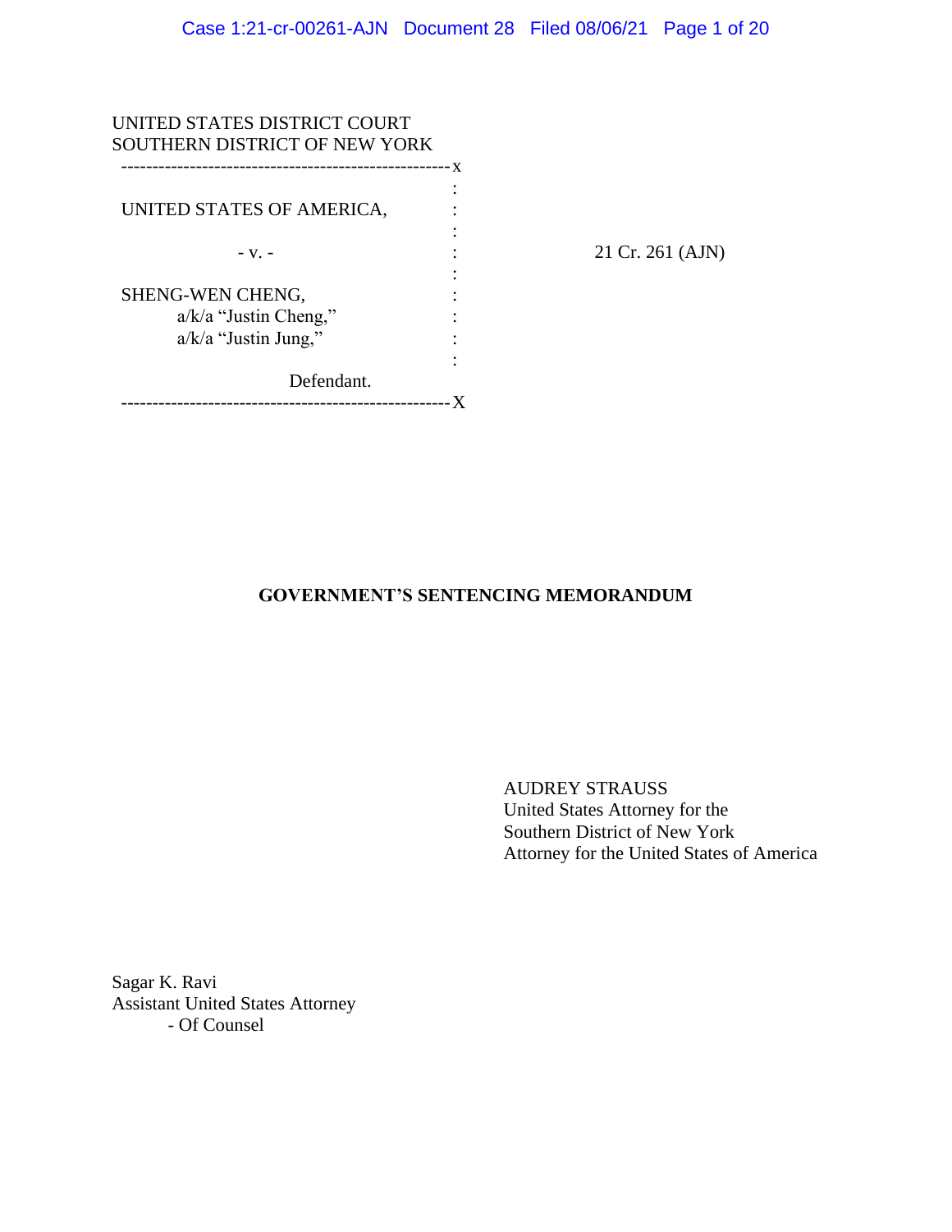UNITED STATES DISTRICT COURT
SOUTHERN DISTRICT OF NEW YORK

UNITED STATES OF AMERICA,

- v. -

SHENG-WEN CHENG,
a/k/a "Justin Cheng,"
a/k/a "Justin Jung,"

Defendant.

21 Cr. 261 (AJN)

**GOVERNMENT'S SENTENCING MEMORANDUM**

AUDREY STRAUSS
United States Attorney for the
Southern District of New York
Attorney for the United States of America

Sagar K. Ravi
Assistant United States Attorney
- Of Counsel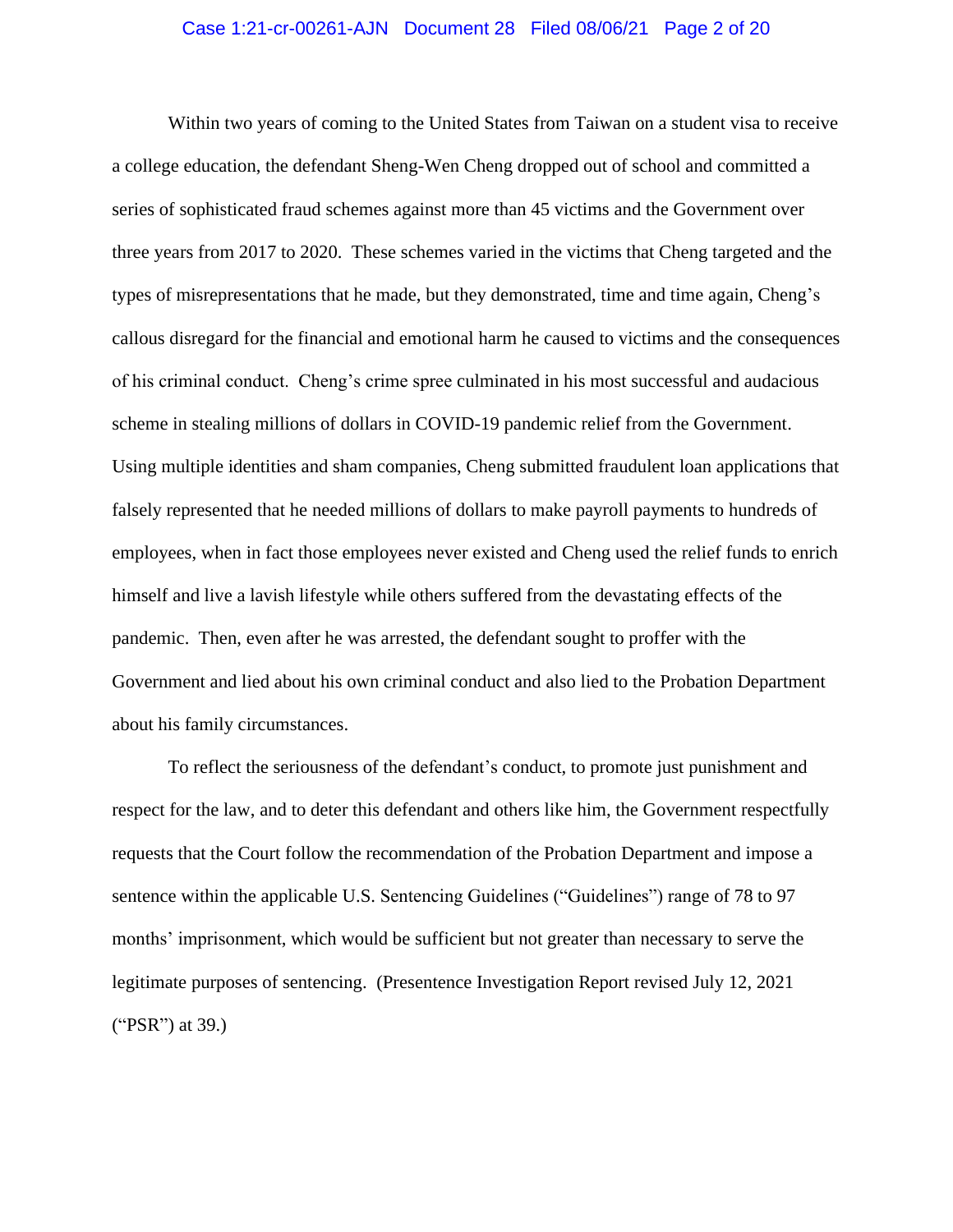Within two years of coming to the United States from Taiwan on a student visa to receive a college education, the defendant Sheng-Wen Cheng dropped out of school and committed a series of sophisticated fraud schemes against more than 45 victims and the Government over three years from 2017 to 2020. These schemes varied in the victims that Cheng targeted and the types of misrepresentations that he made, but they demonstrated, time and time again, Cheng's callous disregard for the financial and emotional harm he caused to victims and the consequences of his criminal conduct. Cheng's crime spree culminated in his most successful and audacious scheme in stealing millions of dollars in COVID-19 pandemic relief from the Government. Using multiple identities and sham companies, Cheng submitted fraudulent loan applications that falsely represented that he needed millions of dollars to make payroll payments to hundreds of employees, when in fact those employees never existed and Cheng used the relief funds to enrich himself and live a lavish lifestyle while others suffered from the devastating effects of the pandemic. Then, even after he was arrested, the defendant sought to proffer with the Government and lied about his own criminal conduct and also lied to the Probation Department about his family circumstances.

To reflect the seriousness of the defendant's conduct, to promote just punishment and respect for the law, and to deter this defendant and others like him, the Government respectfully requests that the Court follow the recommendation of the Probation Department and impose a sentence within the applicable U.S. Sentencing Guidelines ("Guidelines") range of 78 to 97 months' imprisonment, which would be sufficient but not greater than necessary to serve the legitimate purposes of sentencing. (Presentence Investigation Report revised July 12, 2021 ("PSR") at 39.)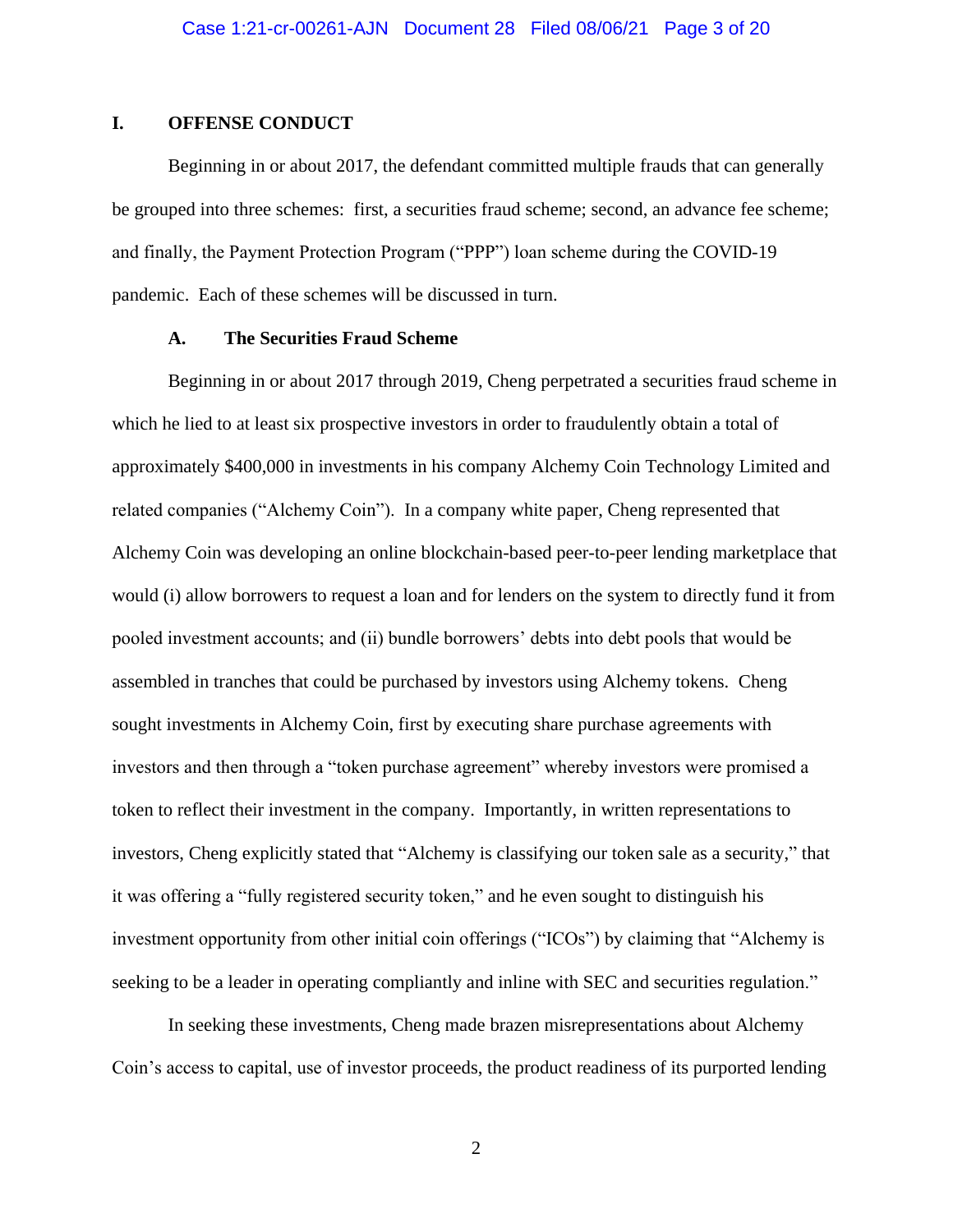## I. OFFENSE CONDUCT

Beginning in or about 2017, the defendant committed multiple frauds that can generally be grouped into three schemes: first, a securities fraud scheme; second, an advance fee scheme; and finally, the Payment Protection Program ("PPP") loan scheme during the COVID-19 pandemic. Each of these schemes will be discussed in turn.

### A. The Securities Fraud Scheme

Beginning in or about 2017 through 2019, Cheng perpetrated a securities fraud scheme in which he lied to at least six prospective investors in order to fraudulently obtain a total of approximately $400,000 in investments in his company Alchemy Coin Technology Limited and related companies ("Alchemy Coin"). In a company white paper, Cheng represented that Alchemy Coin was developing an online blockchain-based peer-to-peer lending marketplace that would (i) allow borrowers to request a loan and for lenders on the system to directly fund it from pooled investment accounts; and (ii) bundle borrowers' debts into debt pools that would be assembled in tranches that could be purchased by investors using Alchemy tokens. Cheng sought investments in Alchemy Coin, first by executing share purchase agreements with investors and then through a "token purchase agreement" whereby investors were promised a token to reflect their investment in the company. Importantly, in written representations to investors, Cheng explicitly stated that "Alchemy is classifying our token sale as a security," that it was offering a "fully registered security token," and he even sought to distinguish his investment opportunity from other initial coin offerings ("ICOs") by claiming that "Alchemy is seeking to be a leader in operating compliantly and inline with SEC and securities regulation."

In seeking these investments, Cheng made brazen misrepresentations about Alchemy Coin's access to capital, use of investor proceeds, the product readiness of its purported lending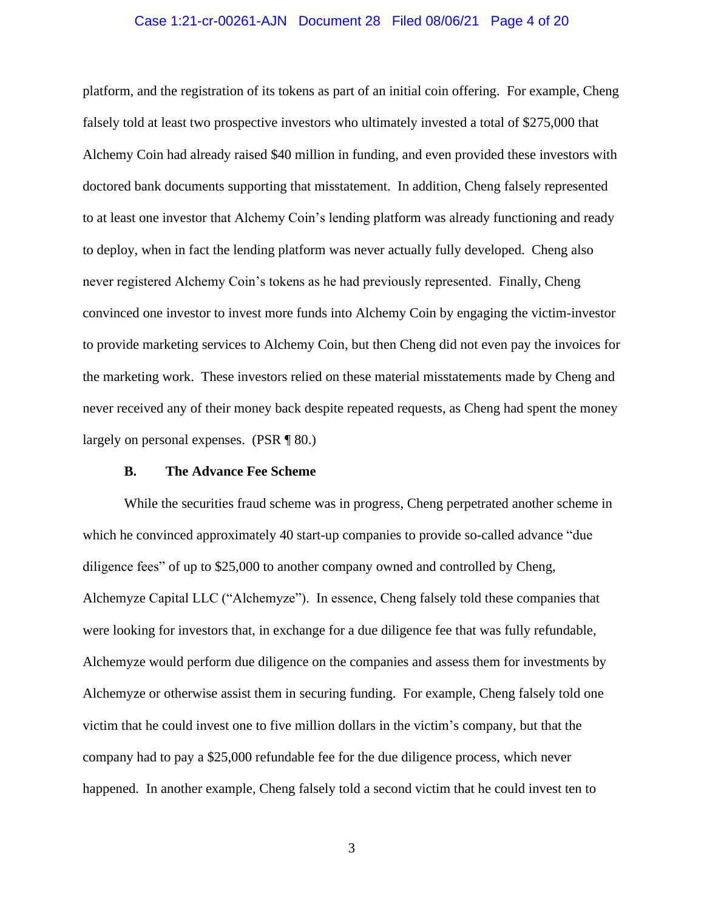platform, and the registration of its tokens as part of an initial coin offering. For example, Cheng falsely told at least two prospective investors who ultimately invested a total of $275,000 that Alchemy Coin had already raised $40 million in funding, and even provided these investors with doctored bank documents supporting that misstatement. In addition, Cheng falsely represented to at least one investor that Alchemy Coin's lending platform was already functioning and ready to deploy, when in fact the lending platform was never actually fully developed. Cheng also never registered Alchemy Coin's tokens as he had previously represented. Finally, Cheng convinced one investor to invest more funds into Alchemy Coin by engaging the victim-investor to provide marketing services to Alchemy Coin, but then Cheng did not even pay the invoices for the marketing work. These investors relied on these material misstatements made by Cheng and never received any of their money back despite repeated requests, as Cheng had spent the money largely on personal expenses. (PSR ¶ 80.)

### B. The Advance Fee Scheme

While the securities fraud scheme was in progress, Cheng perpetrated another scheme in which he convinced approximately 40 start-up companies to provide so-called advance "due diligence fees" of up to $25,000 to another company owned and controlled by Cheng, Alchemyze Capital LLC ("Alchemyze"). In essence, Cheng falsely told these companies that were looking for investors that, in exchange for a due diligence fee that was fully refundable, Alchemyze would perform due diligence on the companies and assess them for investments by Alchemyze or otherwise assist them in securing funding. For example, Cheng falsely told one victim that he could invest one to five million dollars in the victim's company, but that the company had to pay a $25,000 refundable fee for the due diligence process, which never happened. In another example, Cheng falsely told a second victim that he could invest ten to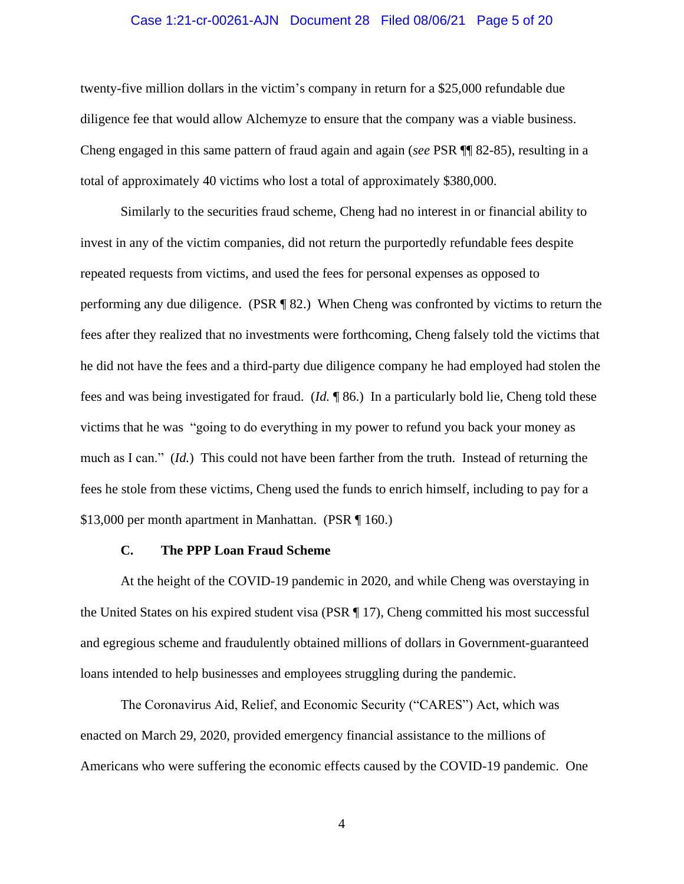twenty-five million dollars in the victim's company in return for a $25,000 refundable due diligence fee that would allow Alchemyze to ensure that the company was a viable business. Cheng engaged in this same pattern of fraud again and again (*see* PSR ¶¶ 82-85), resulting in a total of approximately 40 victims who lost a total of approximately $380,000.

Similarly to the securities fraud scheme, Cheng had no interest in or financial ability to invest in any of the victim companies, did not return the purportedly refundable fees despite repeated requests from victims, and used the fees for personal expenses as opposed to performing any due diligence. (PSR ¶ 82.) When Cheng was confronted by victims to return the fees after they realized that no investments were forthcoming, Cheng falsely told the victims that he did not have the fees and a third-party due diligence company he had employed had stolen the fees and was being investigated for fraud. (*Id.* ¶ 86.) In a particularly bold lie, Cheng told these victims that he was "going to do everything in my power to refund you back your money as much as I can." (*Id.*) This could not have been farther from the truth. Instead of returning the fees he stole from these victims, Cheng used the funds to enrich himself, including to pay for a $13,000 per month apartment in Manhattan. (PSR ¶ 160.)

### C. The PPP Loan Fraud Scheme

At the height of the COVID-19 pandemic in 2020, and while Cheng was overstaying in the United States on his expired student visa (PSR ¶ 17), Cheng committed his most successful and egregious scheme and fraudulently obtained millions of dollars in Government-guaranteed loans intended to help businesses and employees struggling during the pandemic.

The Coronavirus Aid, Relief, and Economic Security ("CARES") Act, which was enacted on March 29, 2020, provided emergency financial assistance to the millions of Americans who were suffering the economic effects caused by the COVID-19 pandemic. One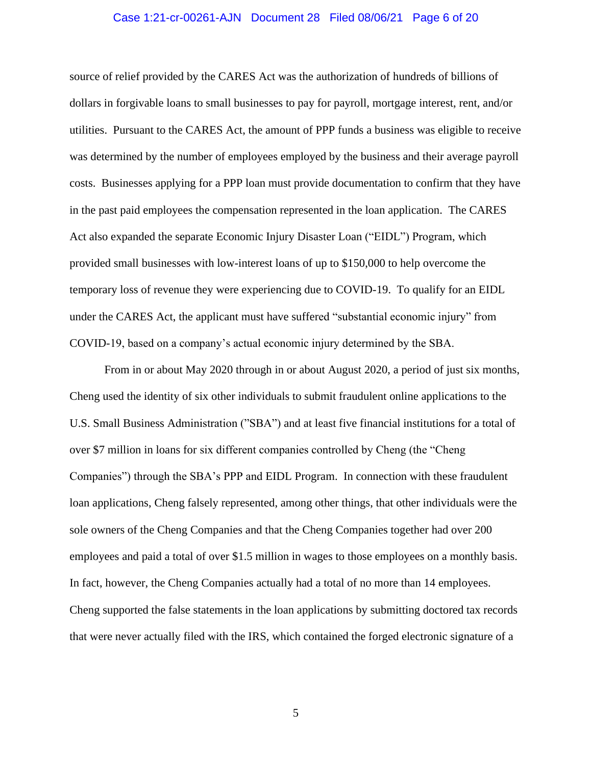source of relief provided by the CARES Act was the authorization of hundreds of billions of dollars in forgivable loans to small businesses to pay for payroll, mortgage interest, rent, and/or utilities. Pursuant to the CARES Act, the amount of PPP funds a business was eligible to receive was determined by the number of employees employed by the business and their average payroll costs. Businesses applying for a PPP loan must provide documentation to confirm that they have in the past paid employees the compensation represented in the loan application. The CARES Act also expanded the separate Economic Injury Disaster Loan ("EIDL") Program, which provided small businesses with low-interest loans of up to $150,000 to help overcome the temporary loss of revenue they were experiencing due to COVID-19. To qualify for an EIDL under the CARES Act, the applicant must have suffered "substantial economic injury" from COVID-19, based on a company's actual economic injury determined by the SBA.

From in or about May 2020 through in or about August 2020, a period of just six months, Cheng used the identity of six other individuals to submit fraudulent online applications to the U.S. Small Business Administration ("SBA") and at least five financial institutions for a total of over $7 million in loans for six different companies controlled by Cheng (the "Cheng Companies") through the SBA's PPP and EIDL Program. In connection with these fraudulent loan applications, Cheng falsely represented, among other things, that other individuals were the sole owners of the Cheng Companies and that the Cheng Companies together had over 200 employees and paid a total of over $1.5 million in wages to those employees on a monthly basis. In fact, however, the Cheng Companies actually had a total of no more than 14 employees. Cheng supported the false statements in the loan applications by submitting doctored tax records that were never actually filed with the IRS, which contained the forged electronic signature of a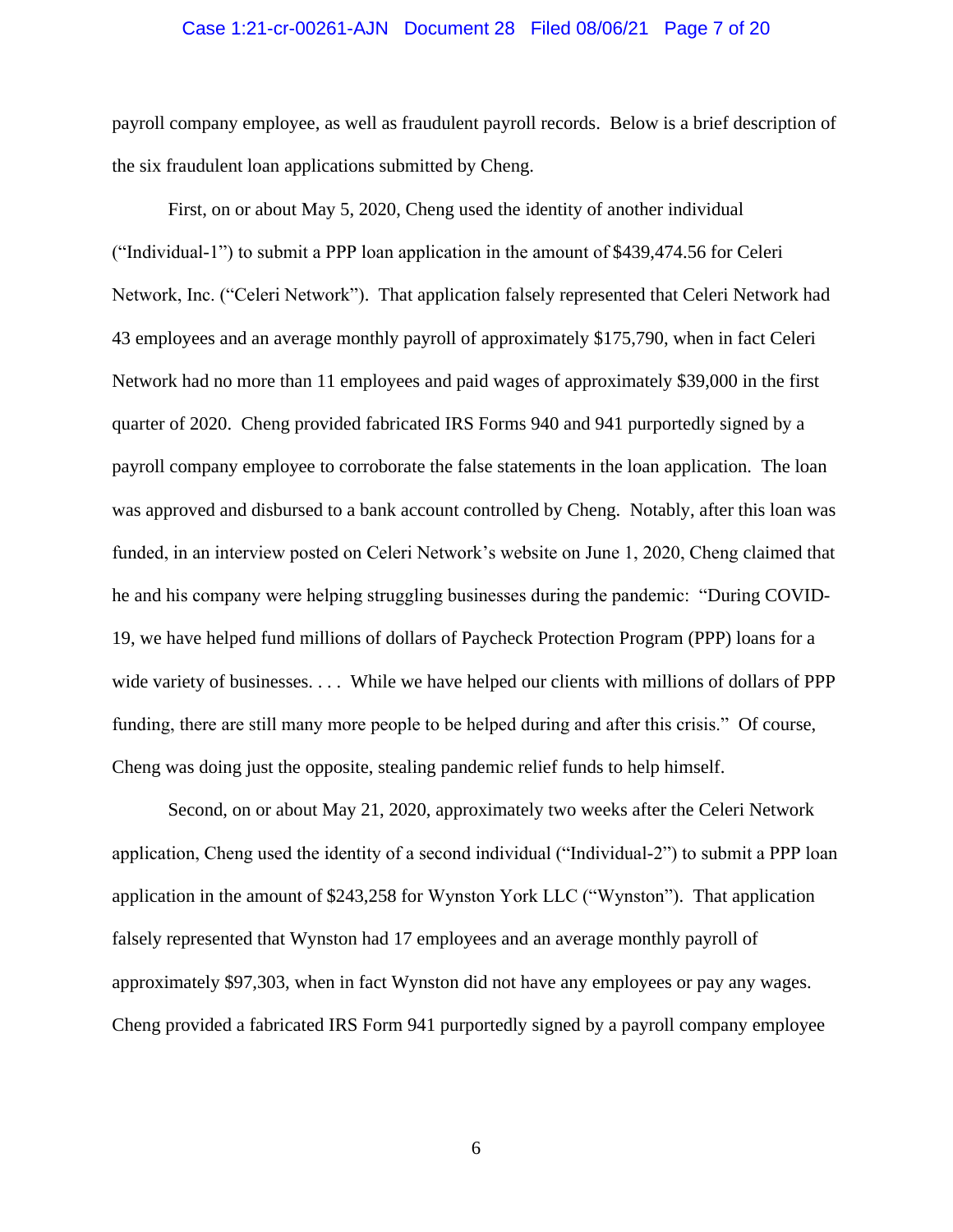payroll company employee, as well as fraudulent payroll records. Below is a brief description of the six fraudulent loan applications submitted by Cheng.

First, on or about May 5, 2020, Cheng used the identity of another individual ("Individual-1") to submit a PPP loan application in the amount of $439,474.56 for Celeri Network, Inc. ("Celeri Network"). That application falsely represented that Celeri Network had 43 employees and an average monthly payroll of approximately $175,790, when in fact Celeri Network had no more than 11 employees and paid wages of approximately $39,000 in the first quarter of 2020. Cheng provided fabricated IRS Forms 940 and 941 purportedly signed by a payroll company employee to corroborate the false statements in the loan application. The loan was approved and disbursed to a bank account controlled by Cheng. Notably, after this loan was funded, in an interview posted on Celeri Network's website on June 1, 2020, Cheng claimed that he and his company were helping struggling businesses during the pandemic: "During COVID-19, we have helped fund millions of dollars of Paycheck Protection Program (PPP) loans for a wide variety of businesses. . . . While we have helped our clients with millions of dollars of PPP funding, there are still many more people to be helped during and after this crisis." Of course, Cheng was doing just the opposite, stealing pandemic relief funds to help himself.

Second, on or about May 21, 2020, approximately two weeks after the Celeri Network application, Cheng used the identity of a second individual ("Individual-2") to submit a PPP loan application in the amount of $243,258 for Wynston York LLC ("Wynston"). That application falsely represented that Wynston had 17 employees and an average monthly payroll of approximately $97,303, when in fact Wynston did not have any employees or pay any wages. Cheng provided a fabricated IRS Form 941 purportedly signed by a payroll company employee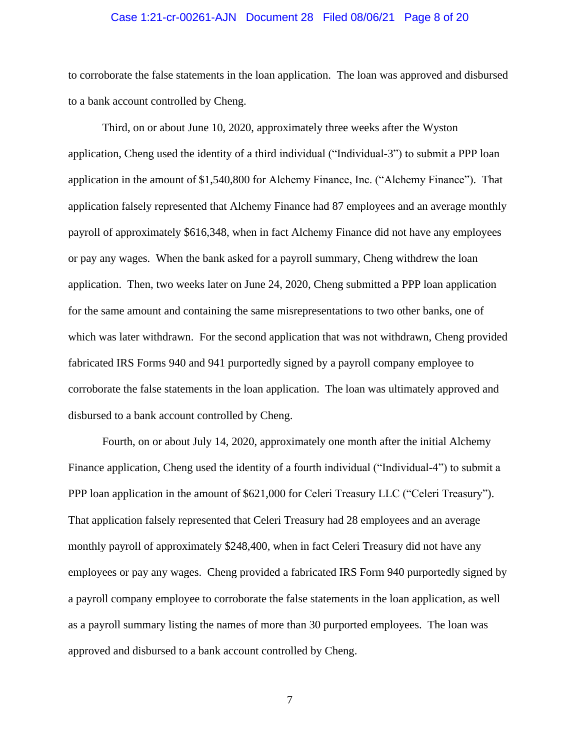to corroborate the false statements in the loan application. The loan was approved and disbursed to a bank account controlled by Cheng.

Third, on or about June 10, 2020, approximately three weeks after the Wyston application, Cheng used the identity of a third individual ("Individual-3") to submit a PPP loan application in the amount of $1,540,800 for Alchemy Finance, Inc. ("Alchemy Finance"). That application falsely represented that Alchemy Finance had 87 employees and an average monthly payroll of approximately $616,348, when in fact Alchemy Finance did not have any employees or pay any wages. When the bank asked for a payroll summary, Cheng withdrew the loan application. Then, two weeks later on June 24, 2020, Cheng submitted a PPP loan application for the same amount and containing the same misrepresentations to two other banks, one of which was later withdrawn. For the second application that was not withdrawn, Cheng provided fabricated IRS Forms 940 and 941 purportedly signed by a payroll company employee to corroborate the false statements in the loan application. The loan was ultimately approved and disbursed to a bank account controlled by Cheng.

Fourth, on or about July 14, 2020, approximately one month after the initial Alchemy Finance application, Cheng used the identity of a fourth individual ("Individual-4") to submit a PPP loan application in the amount of $621,000 for Celeri Treasury LLC ("Celeri Treasury"). That application falsely represented that Celeri Treasury had 28 employees and an average monthly payroll of approximately $248,400, when in fact Celeri Treasury did not have any employees or pay any wages. Cheng provided a fabricated IRS Form 940 purportedly signed by a payroll company employee to corroborate the false statements in the loan application, as well as a payroll summary listing the names of more than 30 purported employees. The loan was approved and disbursed to a bank account controlled by Cheng.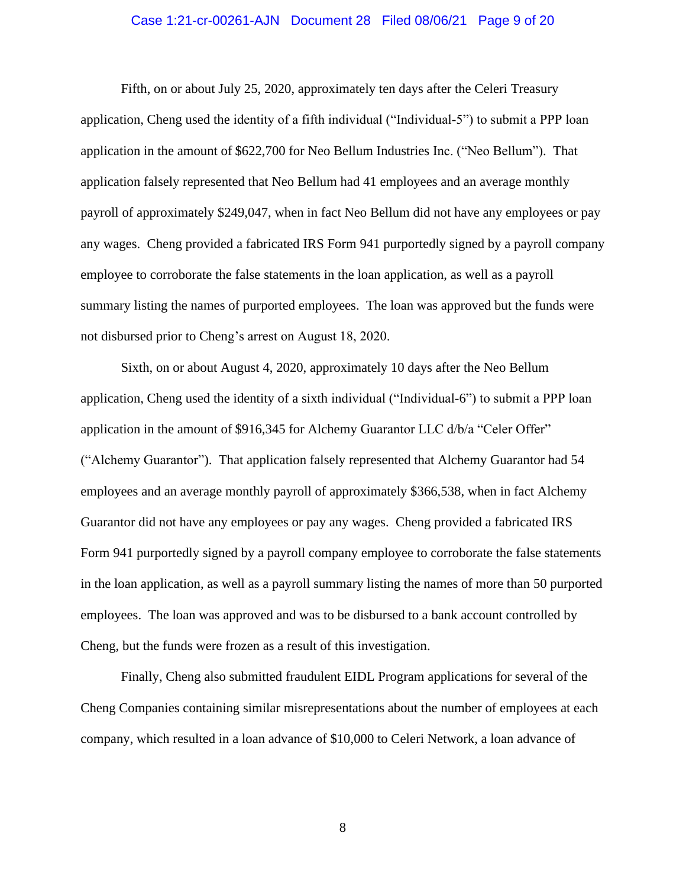Fifth, on or about July 25, 2020, approximately ten days after the Celeri Treasury application, Cheng used the identity of a fifth individual ("Individual-5") to submit a PPP loan application in the amount of $622,700 for Neo Bellum Industries Inc. ("Neo Bellum"). That application falsely represented that Neo Bellum had 41 employees and an average monthly payroll of approximately $249,047, when in fact Neo Bellum did not have any employees or pay any wages. Cheng provided a fabricated IRS Form 941 purportedly signed by a payroll company employee to corroborate the false statements in the loan application, as well as a payroll summary listing the names of purported employees. The loan was approved but the funds were not disbursed prior to Cheng's arrest on August 18, 2020.

Sixth, on or about August 4, 2020, approximately 10 days after the Neo Bellum application, Cheng used the identity of a sixth individual ("Individual-6") to submit a PPP loan application in the amount of $916,345 for Alchemy Guarantor LLC d/b/a "Celer Offer" ("Alchemy Guarantor"). That application falsely represented that Alchemy Guarantor had 54 employees and an average monthly payroll of approximately $366,538, when in fact Alchemy Guarantor did not have any employees or pay any wages. Cheng provided a fabricated IRS Form 941 purportedly signed by a payroll company employee to corroborate the false statements in the loan application, as well as a payroll summary listing the names of more than 50 purported employees. The loan was approved and was to be disbursed to a bank account controlled by Cheng, but the funds were frozen as a result of this investigation.

Finally, Cheng also submitted fraudulent EIDL Program applications for several of the Cheng Companies containing similar misrepresentations about the number of employees at each company, which resulted in a loan advance of $10,000 to Celeri Network, a loan advance of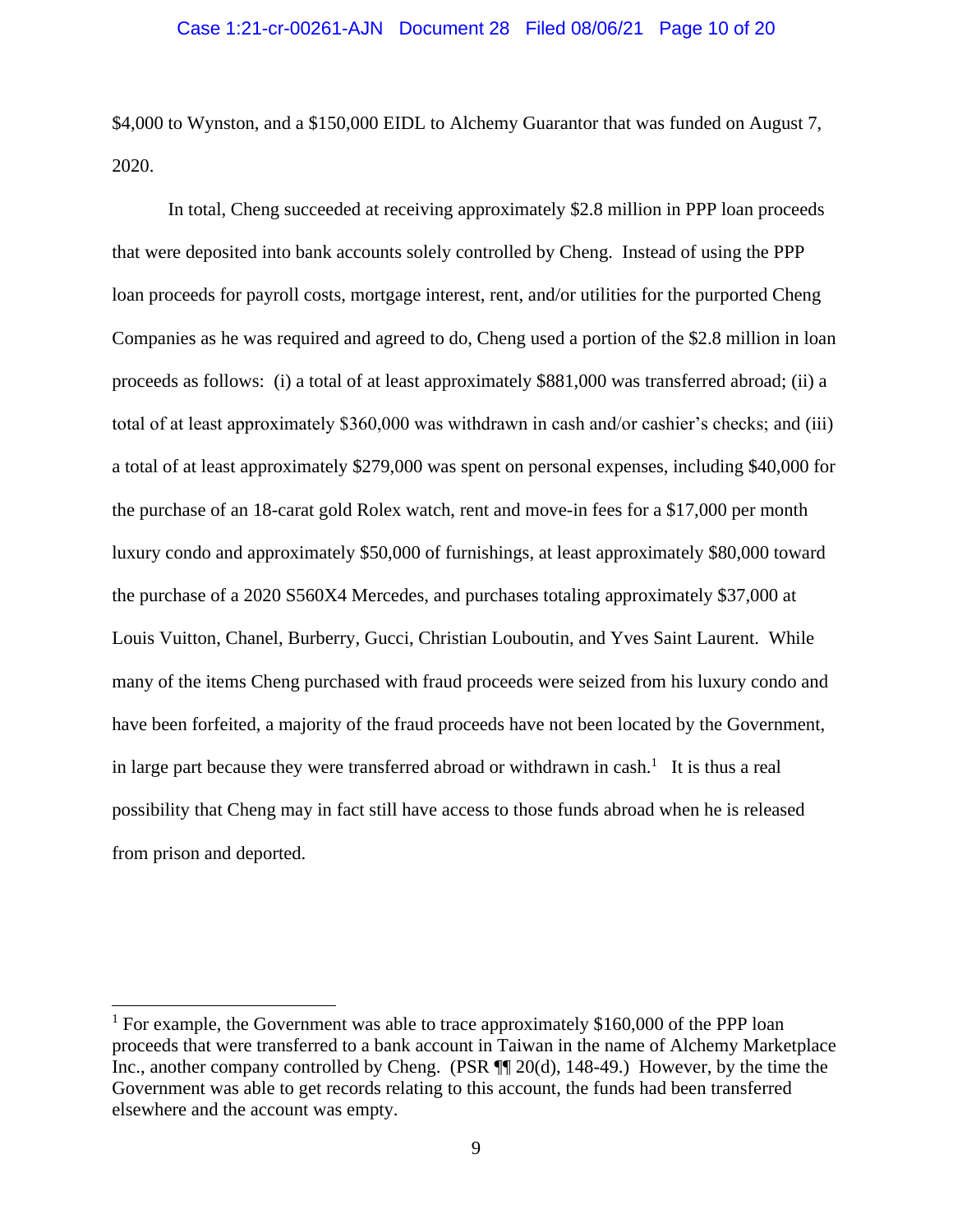$4,000 to Wynston, and a $150,000 EIDL to Alchemy Guarantor that was funded on August 7, 2020.

In total, Cheng succeeded at receiving approximately $2.8 million in PPP loan proceeds that were deposited into bank accounts solely controlled by Cheng. Instead of using the PPP loan proceeds for payroll costs, mortgage interest, rent, and/or utilities for the purported Cheng Companies as he was required and agreed to do, Cheng used a portion of the $2.8 million in loan proceeds as follows: (i) a total of at least approximately $881,000 was transferred abroad; (ii) a total of at least approximately $360,000 was withdrawn in cash and/or cashier's checks; and (iii) a total of at least approximately $279,000 was spent on personal expenses, including $40,000 for the purchase of an 18-carat gold Rolex watch, rent and move-in fees for a $17,000 per month luxury condo and approximately $50,000 of furnishings, at least approximately $80,000 toward the purchase of a 2020 S560X4 Mercedes, and purchases totaling approximately $37,000 at Louis Vuitton, Chanel, Burberry, Gucci, Christian Louboutin, and Yves Saint Laurent. While many of the items Cheng purchased with fraud proceeds were seized from his luxury condo and have been forfeited, a majority of the fraud proceeds have not been located by the Government, in large part because they were transferred abroad or withdrawn in cash.[1] It is thus a real possibility that Cheng may in fact still have access to those funds abroad when he is released from prison and deported.

---

[1] For example, the Government was able to trace approximately $160,000 of the PPP loan proceeds that were transferred to a bank account in Taiwan in the name of Alchemy Marketplace Inc., another company controlled by Cheng. (PSR ¶¶ 20(d), 148-49.) However, by the time the Government was able to get records relating to this account, the funds had been transferred elsewhere and the account was empty.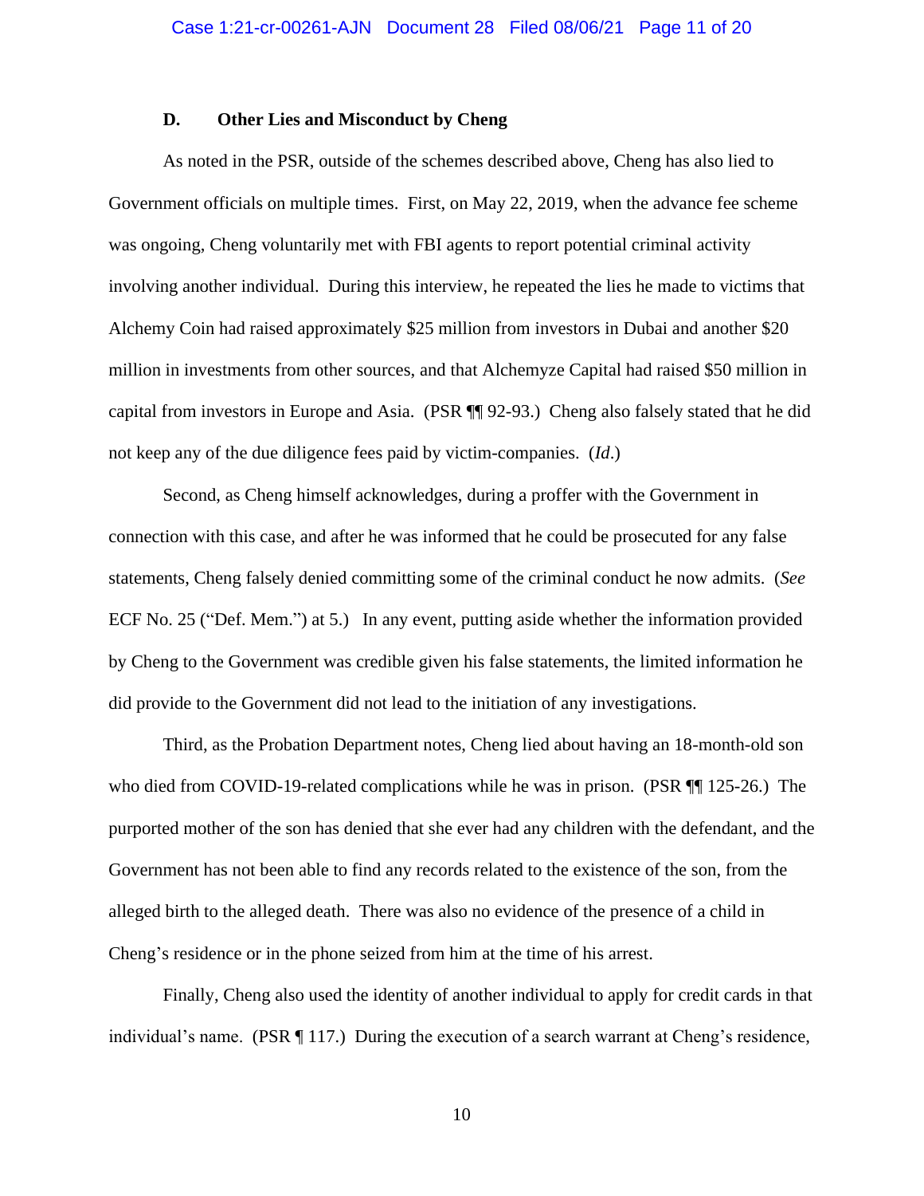### D. Other Lies and Misconduct by Cheng

As noted in the PSR, outside of the schemes described above, Cheng has also lied to Government officials on multiple times. First, on May 22, 2019, when the advance fee scheme was ongoing, Cheng voluntarily met with FBI agents to report potential criminal activity involving another individual. During this interview, he repeated the lies he made to victims that Alchemy Coin had raised approximately $25 million from investors in Dubai and another $20 million in investments from other sources, and that Alchemyze Capital had raised $50 million in capital from investors in Europe and Asia. (PSR ¶¶ 92-93.) Cheng also falsely stated that he did not keep any of the due diligence fees paid by victim-companies. (*Id*.)

Second, as Cheng himself acknowledges, during a proffer with the Government in connection with this case, and after he was informed that he could be prosecuted for any false statements, Cheng falsely denied committing some of the criminal conduct he now admits. (*See* ECF No. 25 ("Def. Mem.") at 5.) In any event, putting aside whether the information provided by Cheng to the Government was credible given his false statements, the limited information he did provide to the Government did not lead to the initiation of any investigations.

Third, as the Probation Department notes, Cheng lied about having an 18-month-old son who died from COVID-19-related complications while he was in prison. (PSR ¶¶ 125-26.) The purported mother of the son has denied that she ever had any children with the defendant, and the Government has not been able to find any records related to the existence of the son, from the alleged birth to the alleged death. There was also no evidence of the presence of a child in Cheng's residence or in the phone seized from him at the time of his arrest.

Finally, Cheng also used the identity of another individual to apply for credit cards in that individual's name. (PSR ¶ 117.) During the execution of a search warrant at Cheng's residence,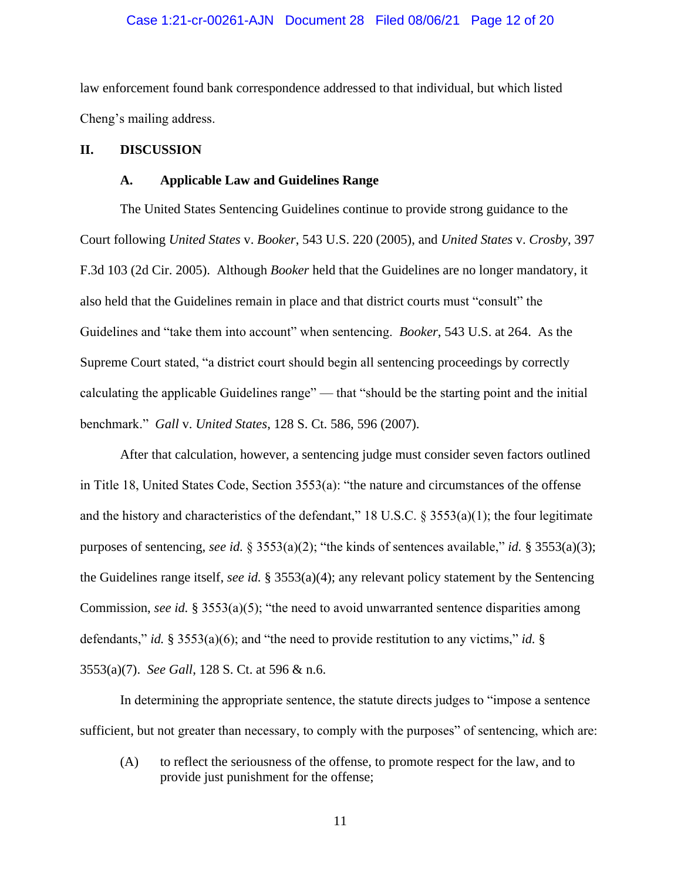law enforcement found bank correspondence addressed to that individual, but which listed Cheng's mailing address.

## II. DISCUSSION

### A. Applicable Law and Guidelines Range

The United States Sentencing Guidelines continue to provide strong guidance to the Court following *United States* v. *Booker*, 543 U.S. 220 (2005), and *United States* v. *Crosby*, 397 F.3d 103 (2d Cir. 2005). Although *Booker* held that the Guidelines are no longer mandatory, it also held that the Guidelines remain in place and that district courts must "consult" the Guidelines and "take them into account" when sentencing. *Booker*, 543 U.S. at 264. As the Supreme Court stated, "a district court should begin all sentencing proceedings by correctly calculating the applicable Guidelines range" — that "should be the starting point and the initial benchmark." *Gall* v. *United States*, 128 S. Ct. 586, 596 (2007).

After that calculation, however, a sentencing judge must consider seven factors outlined in Title 18, United States Code, Section 3553(a): "the nature and circumstances of the offense and the history and characteristics of the defendant," 18 U.S.C. § 3553(a)(1); the four legitimate purposes of sentencing, *see id.* § 3553(a)(2); "the kinds of sentences available," *id.* § 3553(a)(3); the Guidelines range itself, *see id.* § 3553(a)(4); any relevant policy statement by the Sentencing Commission, *see id.* § 3553(a)(5); "the need to avoid unwarranted sentence disparities among defendants," *id.* § 3553(a)(6); and "the need to provide restitution to any victims," *id.* § 3553(a)(7). *See Gall*, 128 S. Ct. at 596 & n.6.

In determining the appropriate sentence, the statute directs judges to "impose a sentence sufficient, but not greater than necessary, to comply with the purposes" of sentencing, which are:

(A) to reflect the seriousness of the offense, to promote respect for the law, and to provide just punishment for the offense;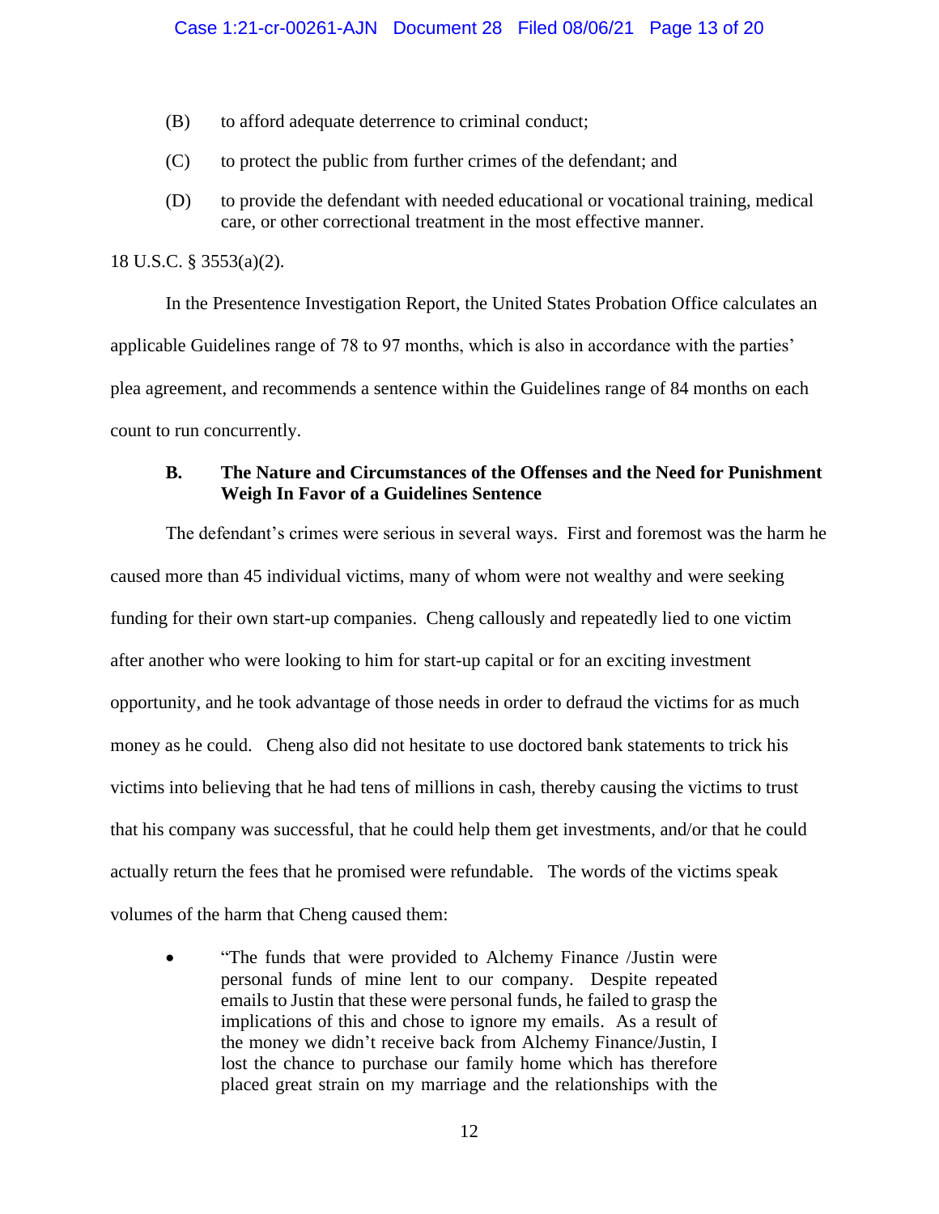(B) to afford adequate deterrence to criminal conduct;

(C) to protect the public from further crimes of the defendant; and

(D) to provide the defendant with needed educational or vocational training, medical care, or other correctional treatment in the most effective manner.

18 U.S.C. § 3553(a)(2).

In the Presentence Investigation Report, the United States Probation Office calculates an applicable Guidelines range of 78 to 97 months, which is also in accordance with the parties' plea agreement, and recommends a sentence within the Guidelines range of 84 months on each count to run concurrently.

### B. The Nature and Circumstances of the Offenses and the Need for Punishment Weigh In Favor of a Guidelines Sentence

The defendant's crimes were serious in several ways. First and foremost was the harm he caused more than 45 individual victims, many of whom were not wealthy and were seeking funding for their own start-up companies. Cheng callously and repeatedly lied to one victim after another who were looking to him for start-up capital or for an exciting investment opportunity, and he took advantage of those needs in order to defraud the victims for as much money as he could. Cheng also did not hesitate to use doctored bank statements to trick his victims into believing that he had tens of millions in cash, thereby causing the victims to trust that his company was successful, that he could help them get investments, and/or that he could actually return the fees that he promised were refundable. The words of the victims speak volumes of the harm that Cheng caused them:

- "The funds that were provided to Alchemy Finance /Justin were personal funds of mine lent to our company. Despite repeated emails to Justin that these were personal funds, he failed to grasp the implications of this and chose to ignore my emails. As a result of the money we didn't receive back from Alchemy Finance/Justin, I lost the chance to purchase our family home which has therefore placed great strain on my marriage and the relationships with the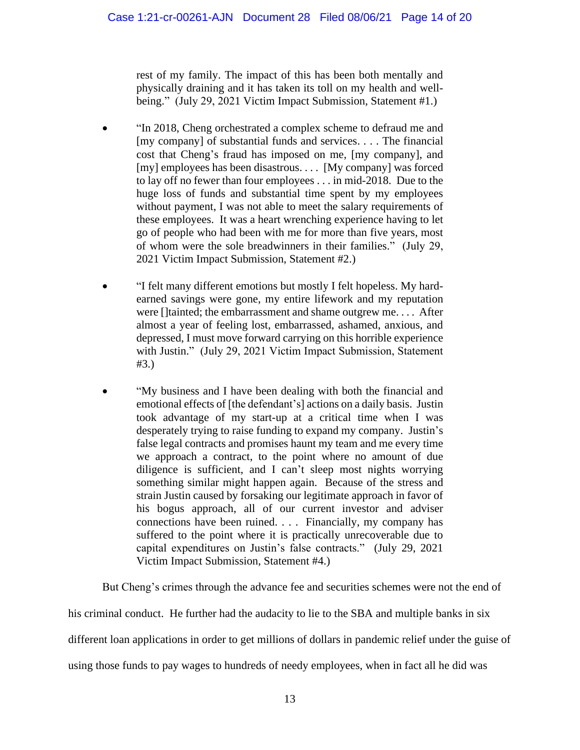rest of my family. The impact of this has been both mentally and physically draining and it has taken its toll on my health and well-being." (July 29, 2021 Victim Impact Submission, Statement #1.)

- "In 2018, Cheng orchestrated a complex scheme to defraud me and [my company] of substantial funds and services. . . . The financial cost that Cheng's fraud has imposed on me, [my company], and [my] employees has been disastrous. . . . [My company] was forced to lay off no fewer than four employees . . . in mid-2018. Due to the huge loss of funds and substantial time spent by my employees without payment, I was not able to meet the salary requirements of these employees. It was a heart wrenching experience having to let go of people who had been with me for more than five years, most of whom were the sole breadwinners in their families." (July 29, 2021 Victim Impact Submission, Statement #2.)

- "I felt many different emotions but mostly I felt hopeless. My hard-earned savings were gone, my entire lifework and my reputation were []tainted; the embarrassment and shame outgrew me. . . . After almost a year of feeling lost, embarrassed, ashamed, anxious, and depressed, I must move forward carrying on this horrible experience with Justin." (July 29, 2021 Victim Impact Submission, Statement #3.)

- "My business and I have been dealing with both the financial and emotional effects of [the defendant's] actions on a daily basis. Justin took advantage of my start-up at a critical time when I was desperately trying to raise funding to expand my company. Justin's false legal contracts and promises haunt my team and me every time we approach a contract, to the point where no amount of due diligence is sufficient, and I can't sleep most nights worrying something similar might happen again. Because of the stress and strain Justin caused by forsaking our legitimate approach in favor of his bogus approach, all of our current investor and adviser connections have been ruined. . . . Financially, my company has suffered to the point where it is practically unrecoverable due to capital expenditures on Justin's false contracts." (July 29, 2021 Victim Impact Submission, Statement #4.)

But Cheng's crimes through the advance fee and securities schemes were not the end of his criminal conduct. He further had the audacity to lie to the SBA and multiple banks in six different loan applications in order to get millions of dollars in pandemic relief under the guise of using those funds to pay wages to hundreds of needy employees, when in fact all he did was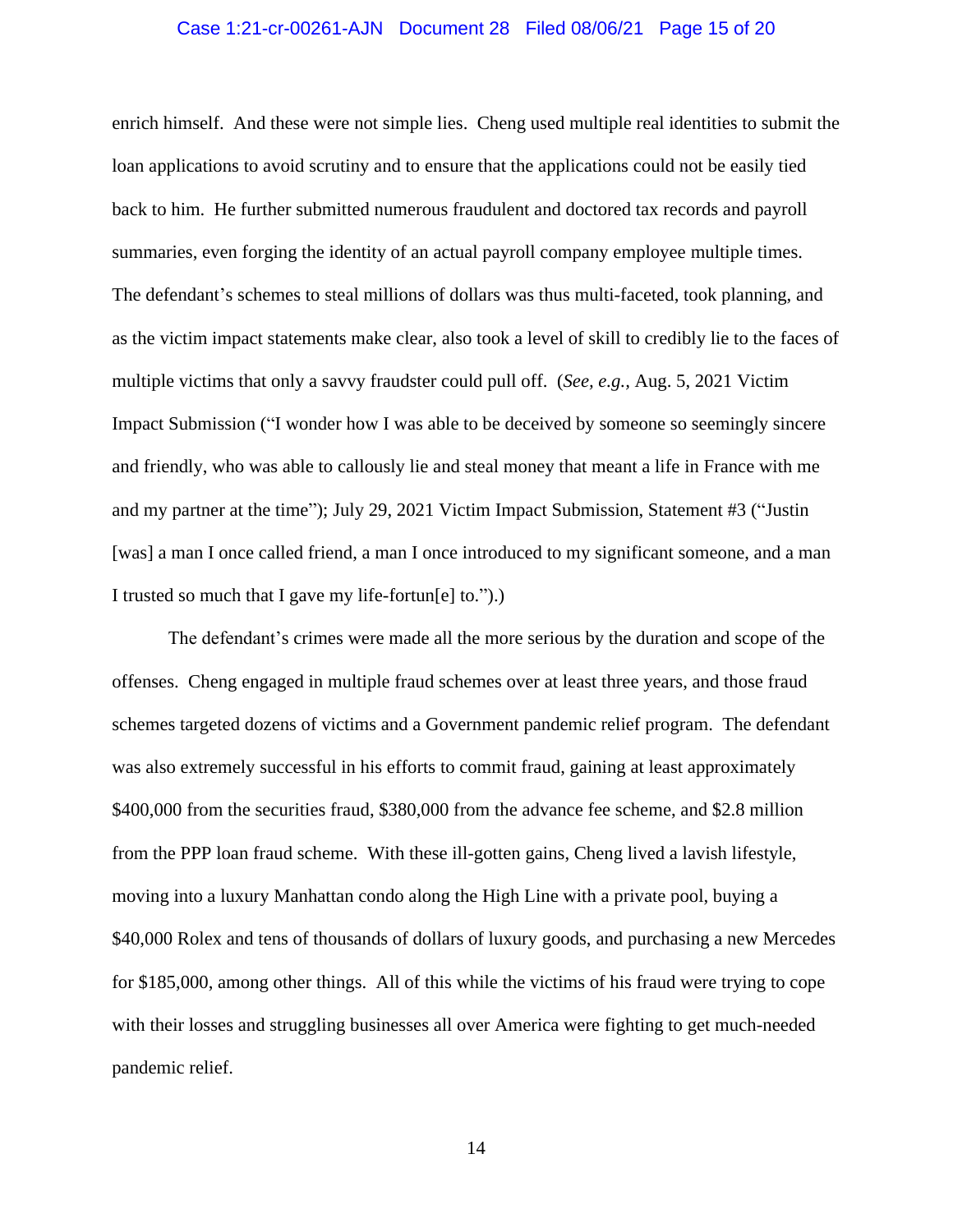enrich himself. And these were not simple lies. Cheng used multiple real identities to submit the loan applications to avoid scrutiny and to ensure that the applications could not be easily tied back to him. He further submitted numerous fraudulent and doctored tax records and payroll summaries, even forging the identity of an actual payroll company employee multiple times. The defendant's schemes to steal millions of dollars was thus multi-faceted, took planning, and as the victim impact statements make clear, also took a level of skill to credibly lie to the faces of multiple victims that only a savvy fraudster could pull off. (*See, e.g.,* Aug. 5, 2021 Victim Impact Submission ("I wonder how I was able to be deceived by someone so seemingly sincere and friendly, who was able to callously lie and steal money that meant a life in France with me and my partner at the time"); July 29, 2021 Victim Impact Submission, Statement #3 ("Justin [was] a man I once called friend, a man I once introduced to my significant someone, and a man I trusted so much that I gave my life-fortun[e] to.").)

The defendant's crimes were made all the more serious by the duration and scope of the offenses. Cheng engaged in multiple fraud schemes over at least three years, and those fraud schemes targeted dozens of victims and a Government pandemic relief program. The defendant was also extremely successful in his efforts to commit fraud, gaining at least approximately $400,000 from the securities fraud, $380,000 from the advance fee scheme, and $2.8 million from the PPP loan fraud scheme. With these ill-gotten gains, Cheng lived a lavish lifestyle, moving into a luxury Manhattan condo along the High Line with a private pool, buying a $40,000 Rolex and tens of thousands of dollars of luxury goods, and purchasing a new Mercedes for $185,000, among other things. All of this while the victims of his fraud were trying to cope with their losses and struggling businesses all over America were fighting to get much-needed pandemic relief.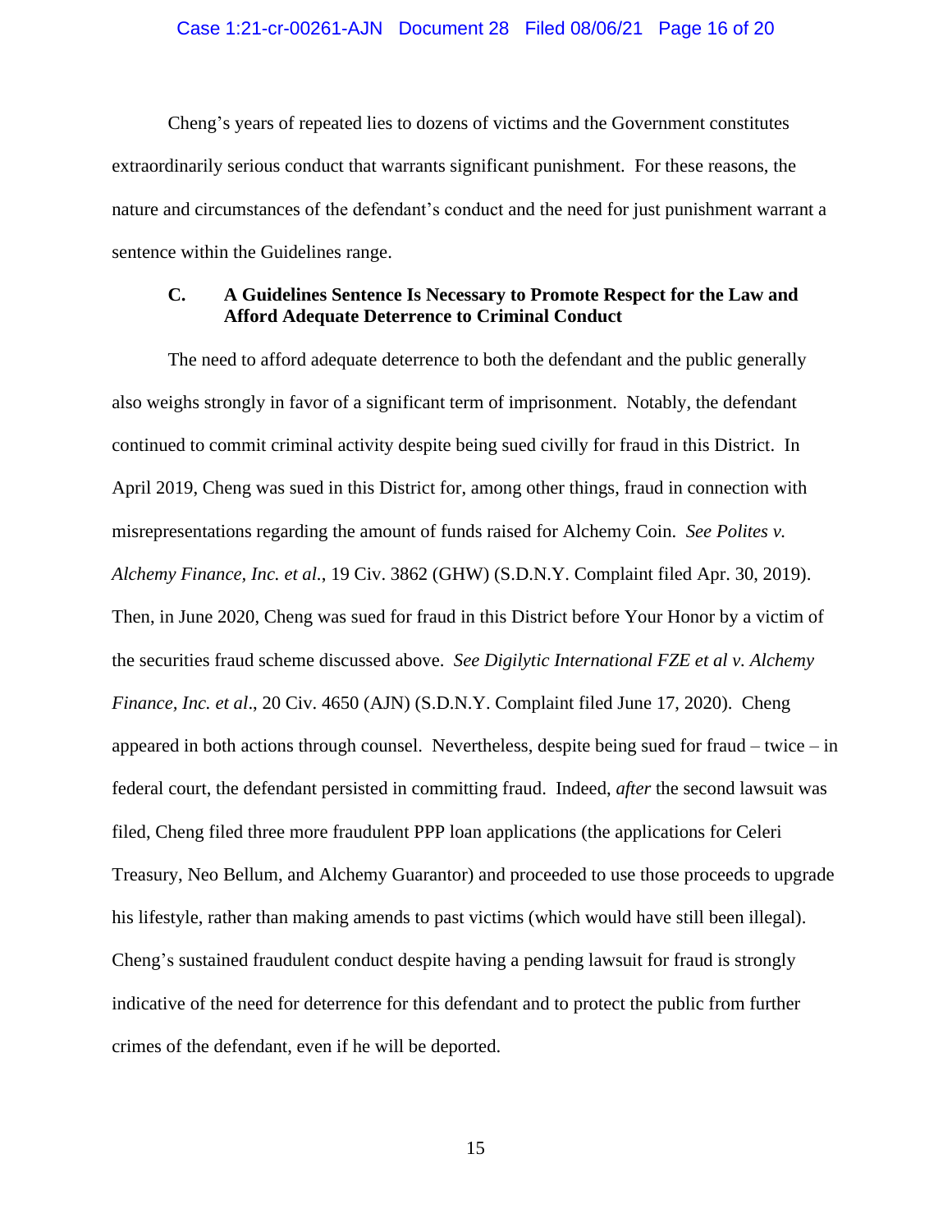Cheng's years of repeated lies to dozens of victims and the Government constitutes extraordinarily serious conduct that warrants significant punishment. For these reasons, the nature and circumstances of the defendant's conduct and the need for just punishment warrant a sentence within the Guidelines range.

### C. A Guidelines Sentence Is Necessary to Promote Respect for the Law and Afford Adequate Deterrence to Criminal Conduct

The need to afford adequate deterrence to both the defendant and the public generally also weighs strongly in favor of a significant term of imprisonment. Notably, the defendant continued to commit criminal activity despite being sued civilly for fraud in this District. In April 2019, Cheng was sued in this District for, among other things, fraud in connection with misrepresentations regarding the amount of funds raised for Alchemy Coin. *See Polites v. Alchemy Finance, Inc. et al.*, 19 Civ. 3862 (GHW) (S.D.N.Y. Complaint filed Apr. 30, 2019). Then, in June 2020, Cheng was sued for fraud in this District before Your Honor by a victim of the securities fraud scheme discussed above. *See Digilytic International FZE et al v. Alchemy Finance, Inc. et al*., 20 Civ. 4650 (AJN) (S.D.N.Y. Complaint filed June 17, 2020). Cheng appeared in both actions through counsel. Nevertheless, despite being sued for fraud – twice – in federal court, the defendant persisted in committing fraud. Indeed, *after* the second lawsuit was filed, Cheng filed three more fraudulent PPP loan applications (the applications for Celeri Treasury, Neo Bellum, and Alchemy Guarantor) and proceeded to use those proceeds to upgrade his lifestyle, rather than making amends to past victims (which would have still been illegal). Cheng's sustained fraudulent conduct despite having a pending lawsuit for fraud is strongly indicative of the need for deterrence for this defendant and to protect the public from further crimes of the defendant, even if he will be deported.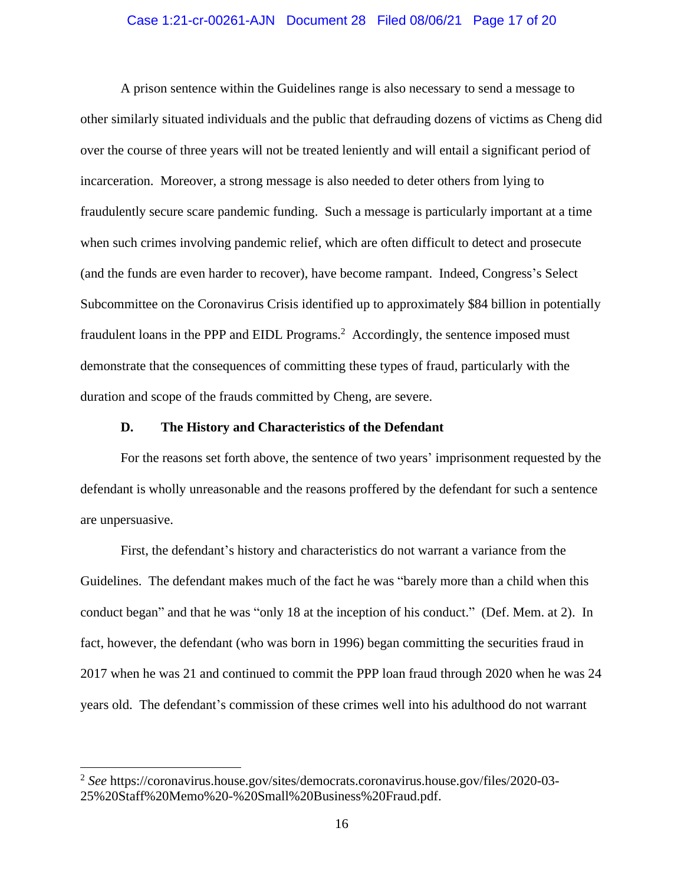A prison sentence within the Guidelines range is also necessary to send a message to other similarly situated individuals and the public that defrauding dozens of victims as Cheng did over the course of three years will not be treated leniently and will entail a significant period of incarceration. Moreover, a strong message is also needed to deter others from lying to fraudulently secure scare pandemic funding. Such a message is particularly important at a time when such crimes involving pandemic relief, which are often difficult to detect and prosecute (and the funds are even harder to recover), have become rampant. Indeed, Congress's Select Subcommittee on the Coronavirus Crisis identified up to approximately $84 billion in potentially fraudulent loans in the PPP and EIDL Programs.[2] Accordingly, the sentence imposed must demonstrate that the consequences of committing these types of fraud, particularly with the duration and scope of the frauds committed by Cheng, are severe.

### D. The History and Characteristics of the Defendant

For the reasons set forth above, the sentence of two years' imprisonment requested by the defendant is wholly unreasonable and the reasons proffered by the defendant for such a sentence are unpersuasive.

First, the defendant's history and characteristics do not warrant a variance from the Guidelines. The defendant makes much of the fact he was "barely more than a child when this conduct began" and that he was "only 18 at the inception of his conduct." (Def. Mem. at 2). In fact, however, the defendant (who was born in 1996) began committing the securities fraud in 2017 when he was 21 and continued to commit the PPP loan fraud through 2020 when he was 24 years old. The defendant's commission of these crimes well into his adulthood do not warrant

---

[2] *See* https://coronavirus.house.gov/sites/democrats.coronavirus.house.gov/files/2020-03-25%20Staff%20Memo%20-%20Small%20Business%20Fraud.pdf.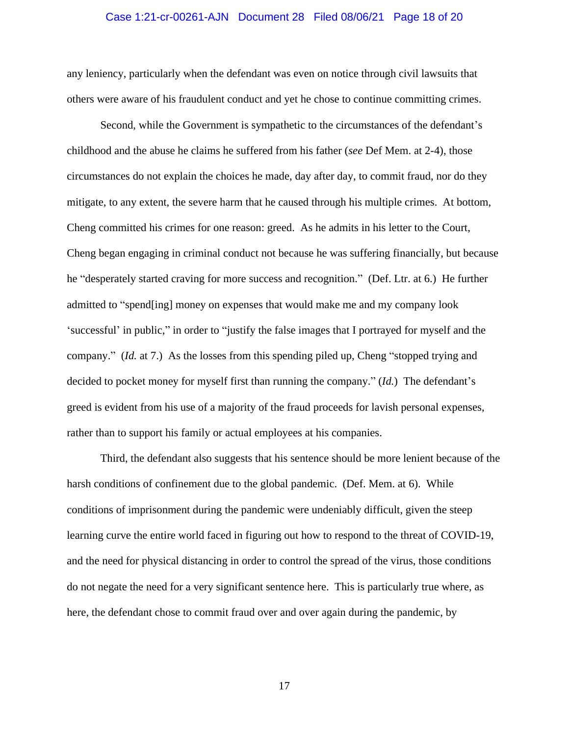any leniency, particularly when the defendant was even on notice through civil lawsuits that others were aware of his fraudulent conduct and yet he chose to continue committing crimes.

Second, while the Government is sympathetic to the circumstances of the defendant's childhood and the abuse he claims he suffered from his father (*see* Def Mem. at 2-4), those circumstances do not explain the choices he made, day after day, to commit fraud, nor do they mitigate, to any extent, the severe harm that he caused through his multiple crimes. At bottom, Cheng committed his crimes for one reason: greed. As he admits in his letter to the Court, Cheng began engaging in criminal conduct not because he was suffering financially, but because he "desperately started craving for more success and recognition." (Def. Ltr. at 6.) He further admitted to "spend[ing] money on expenses that would make me and my company look 'successful' in public," in order to "justify the false images that I portrayed for myself and the company." (*Id.* at 7.) As the losses from this spending piled up, Cheng "stopped trying and decided to pocket money for myself first than running the company." (*Id.*) The defendant's greed is evident from his use of a majority of the fraud proceeds for lavish personal expenses, rather than to support his family or actual employees at his companies.

Third, the defendant also suggests that his sentence should be more lenient because of the harsh conditions of confinement due to the global pandemic. (Def. Mem. at 6). While conditions of imprisonment during the pandemic were undeniably difficult, given the steep learning curve the entire world faced in figuring out how to respond to the threat of COVID-19, and the need for physical distancing in order to control the spread of the virus, those conditions do not negate the need for a very significant sentence here. This is particularly true where, as here, the defendant chose to commit fraud over and over again during the pandemic, by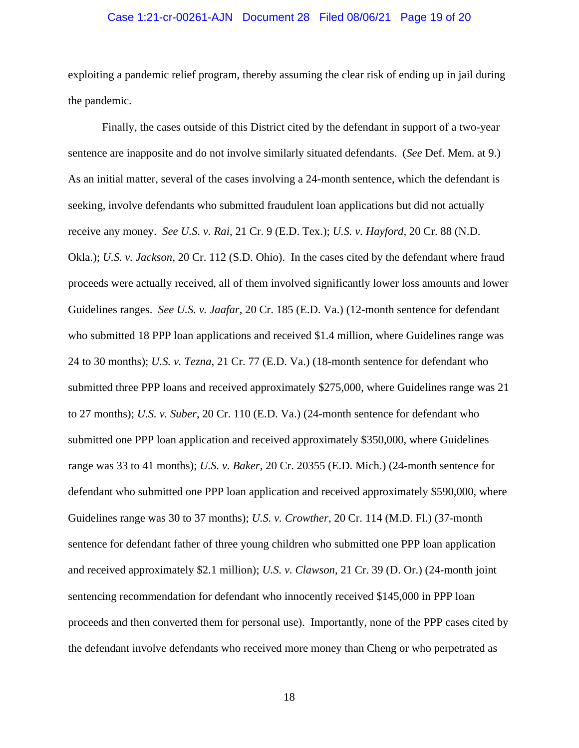exploiting a pandemic relief program, thereby assuming the clear risk of ending up in jail during the pandemic.

Finally, the cases outside of this District cited by the defendant in support of a two-year sentence are inapposite and do not involve similarly situated defendants. (*See* Def. Mem. at 9.) As an initial matter, several of the cases involving a 24-month sentence, which the defendant is seeking, involve defendants who submitted fraudulent loan applications but did not actually receive any money. *See U.S. v. Rai*, 21 Cr. 9 (E.D. Tex.); *U.S. v. Hayford*, 20 Cr. 88 (N.D. Okla.); *U.S. v. Jackson*, 20 Cr. 112 (S.D. Ohio). In the cases cited by the defendant where fraud proceeds were actually received, all of them involved significantly lower loss amounts and lower Guidelines ranges. *See U.S. v. Jaafar*, 20 Cr. 185 (E.D. Va.) (12-month sentence for defendant who submitted 18 PPP loan applications and received $1.4 million, where Guidelines range was 24 to 30 months); *U.S. v. Tezna*, 21 Cr. 77 (E.D. Va.) (18-month sentence for defendant who submitted three PPP loans and received approximately $275,000, where Guidelines range was 21 to 27 months); *U.S. v. Suber*, 20 Cr. 110 (E.D. Va.) (24-month sentence for defendant who submitted one PPP loan application and received approximately $350,000, where Guidelines range was 33 to 41 months); *U.S. v. Baker*, 20 Cr. 20355 (E.D. Mich.) (24-month sentence for defendant who submitted one PPP loan application and received approximately $590,000, where Guidelines range was 30 to 37 months); *U.S. v. Crowther*, 20 Cr. 114 (M.D. Fl.) (37-month sentence for defendant father of three young children who submitted one PPP loan application and received approximately $2.1 million); *U.S. v. Clawson*, 21 Cr. 39 (D. Or.) (24-month joint sentencing recommendation for defendant who innocently received $145,000 in PPP loan proceeds and then converted them for personal use). Importantly, none of the PPP cases cited by the defendant involve defendants who received more money than Cheng or who perpetrated as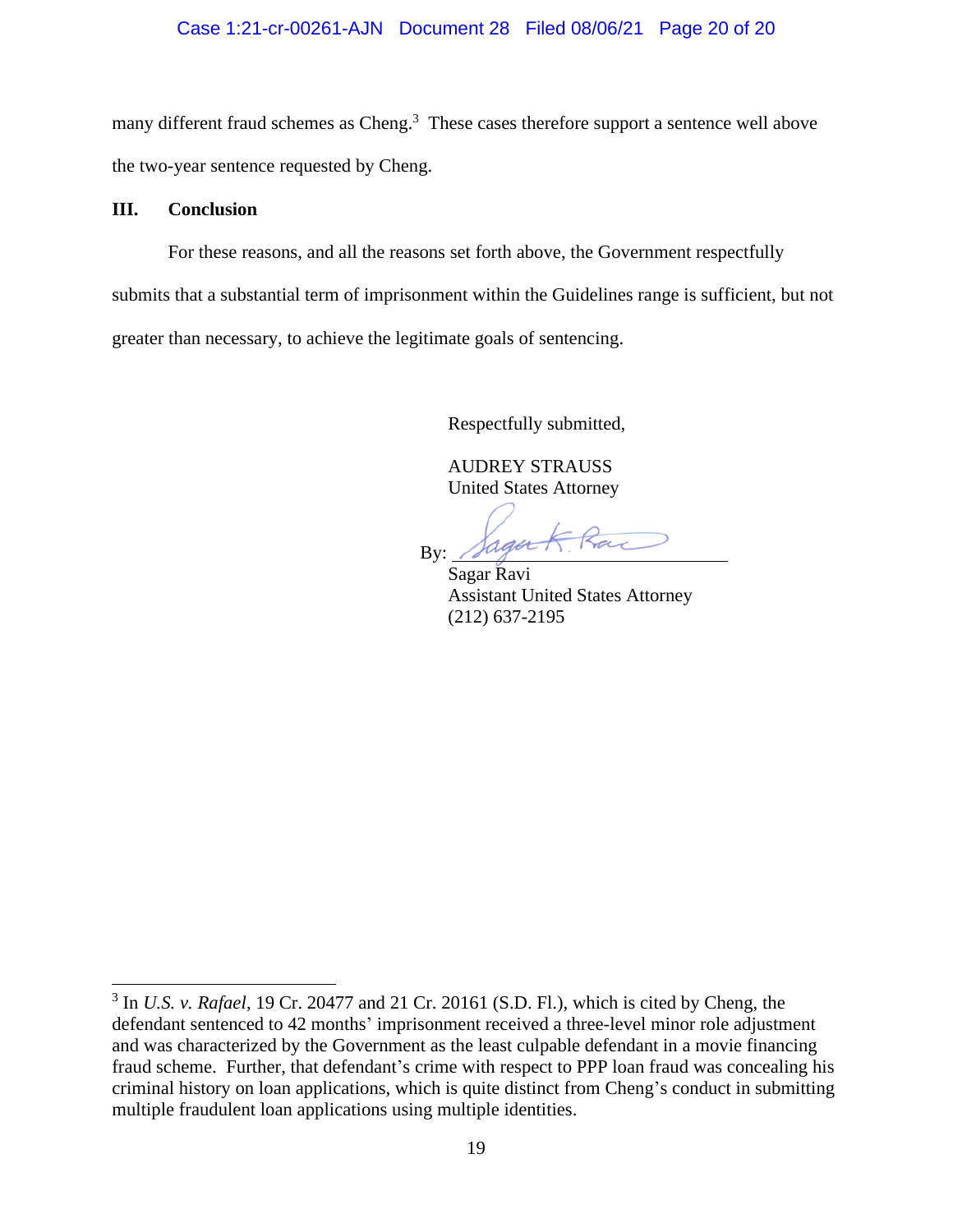many different fraud schemes as Cheng.[3] These cases therefore support a sentence well above the two-year sentence requested by Cheng.

## III. Conclusion

For these reasons, and all the reasons set forth above, the Government respectfully submits that a substantial term of imprisonment within the Guidelines range is sufficient, but not greater than necessary, to achieve the legitimate goals of sentencing.

Respectfully submitted,

AUDREY STRAUSS
United States Attorney

By: /s/ Sagar K. Ravi
Sagar Ravi
Assistant United States Attorney
(212) 637-2195

---

[3] In *U.S. v. Rafael*, 19 Cr. 20477 and 21 Cr. 20161 (S.D. Fl.), which is cited by Cheng, the defendant sentenced to 42 months' imprisonment received a three-level minor role adjustment and was characterized by the Government as the least culpable defendant in a movie financing fraud scheme. Further, that defendant's crime with respect to PPP loan fraud was concealing his criminal history on loan applications, which is quite distinct from Cheng's conduct in submitting multiple fraudulent loan applications using multiple identities.